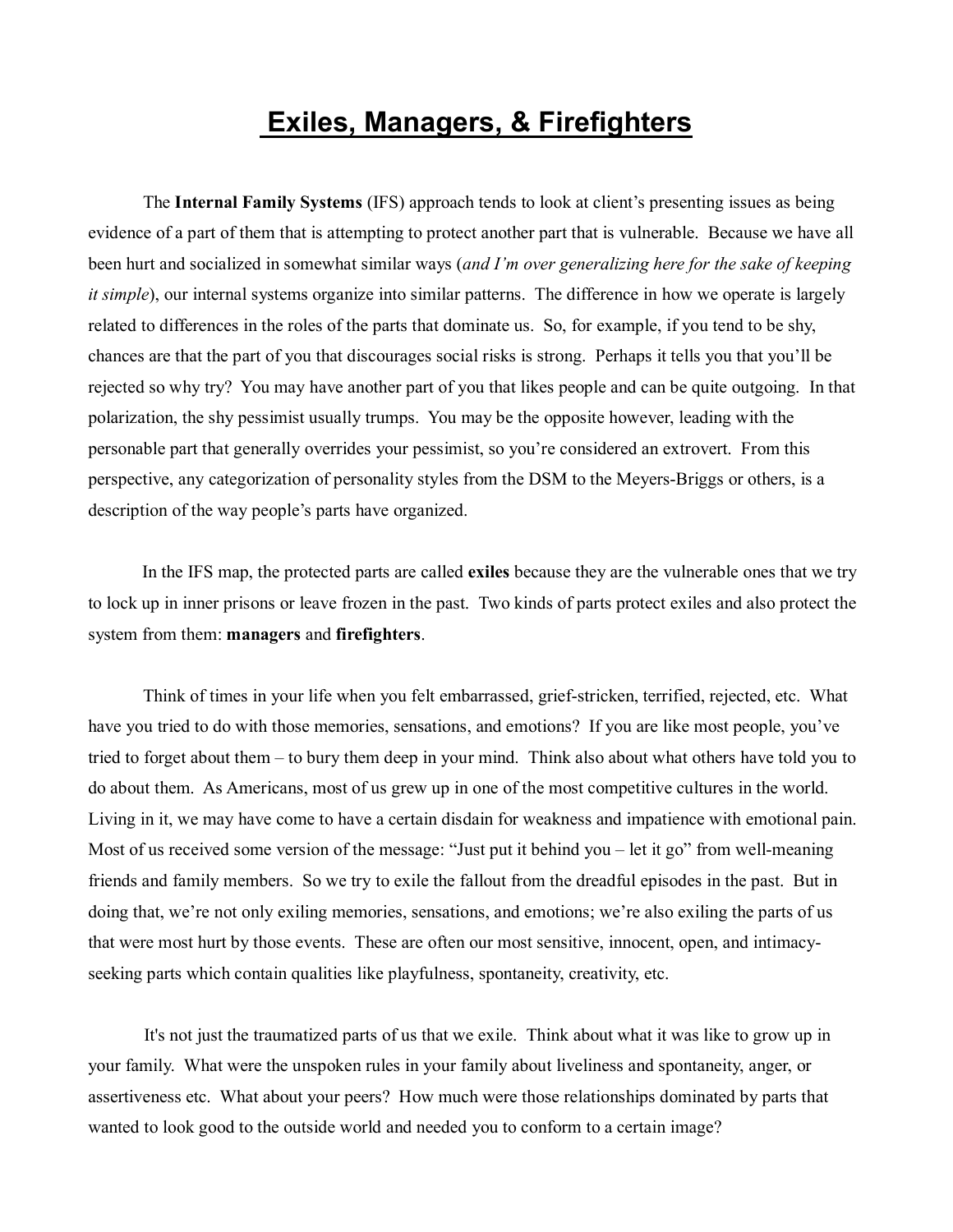# Exiles, Managers, & Firefighters

The **Internal Family Systems** (IFS) approach tends to look at client's presenting issues as being evidence of a part of them that is attempting to protect another part that is vulnerable. Because we have all been hurt and socialized in somewhat similar ways (*and I'm over generalizing here for the sake of keeping it simple*), our internal systems organize into similar patterns. The difference in how we operate is largely related to differences in the roles of the parts that dominate us. So, for example, if you tend to be shy, chances are that the part of you that discourages social risks is strong. Perhaps it tells you that you'll be rejected so why try? You may have another part of you that likes people and can be quite outgoing. In that polarization, the shy pessimist usually trumps. You may be the opposite however, leading with the personable part that generally overrides your pessimist, so you're considered an extrovert. From this perspective, any categorization of personality styles from the DSM to the Meyers-Briggs or others, is a description of the way people's parts have organized.

In the IFS map, the protected parts are called **exiles** because they are the vulnerable ones that we try to lock up in inner prisons or leave frozen in the past. Two kinds of parts protect exiles and also protect the system from them: **managers** and **firefighters**.

Think of times in your life when you felt embarrassed, grief-stricken, terrified, rejected, etc. What have you tried to do with those memories, sensations, and emotions? If you are like most people, you've tried to forget about them – to bury them deep in your mind. Think also about what others have told you to do about them. As Americans, most of us grew up in one of the most competitive cultures in the world. Living in it, we may have come to have a certain disdain for weakness and impatience with emotional pain. Most of us received some version of the message: "Just put it behind you – let it go" from well-meaning friends and family members. So we try to exile the fallout from the dreadful episodes in the past. But in doing that, we're not only exiling memories, sensations, and emotions; we're also exiling the parts of us that were most hurt by those events. These are often our most sensitive, innocent, open, and intimacy-seeking parts which contain qualities like playfulness, spontaneity, creativity, etc.

It's not just the traumatized parts of us that we exile. Think about what it was like to grow up in your family. What were the unspoken rules in your family about liveliness and spontaneity, anger, or assertiveness etc. What about your peers? How much were those relationships dominated by parts that wanted to look good to the outside world and needed you to conform to a certain image?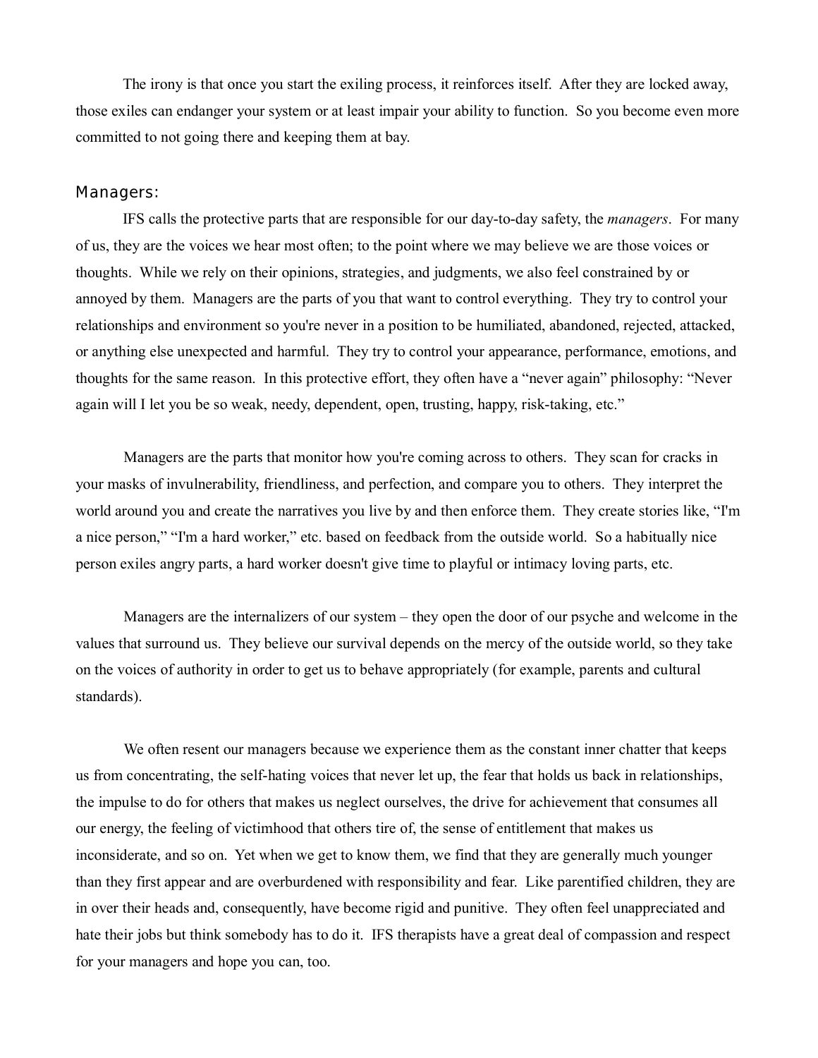The irony is that once you start the exiling process, it reinforces itself. After they are locked away, those exiles can endanger your system or at least impair your ability to function. So you become even more committed to not going there and keeping them at bay.

### Managers:

IFS calls the protective parts that are responsible for our day-to-day safety, the *managers*. For many of us, they are the voices we hear most often; to the point where we may believe we are those voices or thoughts. While we rely on their opinions, strategies, and judgments, we also feel constrained by or annoyed by them. Managers are the parts of you that want to control everything. They try to control your relationships and environment so you're never in a position to be humiliated, abandoned, rejected, attacked, or anything else unexpected and harmful. They try to control your appearance, performance, emotions, and thoughts for the same reason. In this protective effort, they often have a "never again" philosophy: "Never again will I let you be so weak, needy, dependent, open, trusting, happy, risk-taking, etc."

Managers are the parts that monitor how you're coming across to others. They scan for cracks in your masks of invulnerability, friendliness, and perfection, and compare you to others. They interpret the world around you and create the narratives you live by and then enforce them. They create stories like, "I'm a nice person," "I'm a hard worker," etc. based on feedback from the outside world. So a habitually nice person exiles angry parts, a hard worker doesn't give time to playful or intimacy loving parts, etc.

Managers are the internalizers of our system – they open the door of our psyche and welcome in the values that surround us. They believe our survival depends on the mercy of the outside world, so they take on the voices of authority in order to get us to behave appropriately (for example, parents and cultural standards).

We often resent our managers because we experience them as the constant inner chatter that keeps us from concentrating, the self-hating voices that never let up, the fear that holds us back in relationships, the impulse to do for others that makes us neglect ourselves, the drive for achievement that consumes all our energy, the feeling of victimhood that others tire of, the sense of entitlement that makes us inconsiderate, and so on. Yet when we get to know them, we find that they are generally much younger than they first appear and are overburdened with responsibility and fear. Like parentified children, they are in over their heads and, consequently, have become rigid and punitive. They often feel unappreciated and hate their jobs but think somebody has to do it. IFS therapists have a great deal of compassion and respect for your managers and hope you can, too.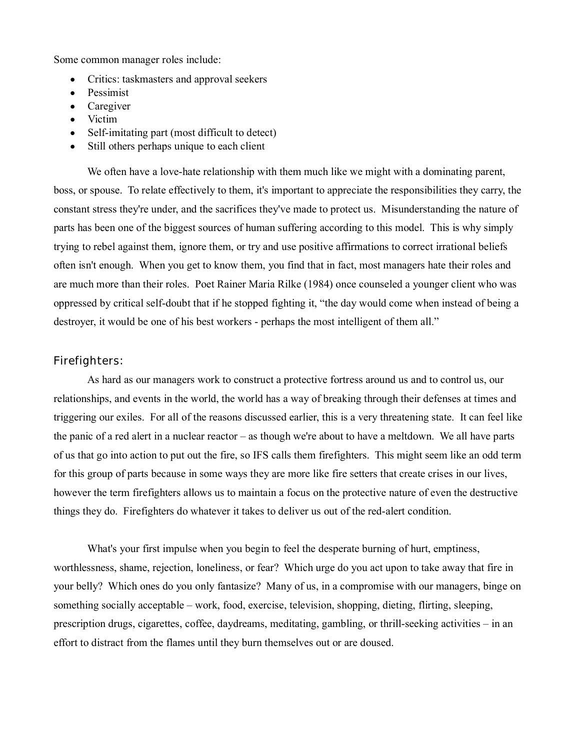Some common manager roles include:

- Critics: taskmasters and approval seekers
- Pessimist
- Caregiver
- Victim
- Self-imitating part (most difficult to detect)
- Still others perhaps unique to each client

We often have a love-hate relationship with them much like we might with a dominating parent, boss, or spouse. To relate effectively to them, it's important to appreciate the responsibilities they carry, the constant stress they're under, and the sacrifices they've made to protect us. Misunderstanding the nature of parts has been one of the biggest sources of human suffering according to this model. This is why simply trying to rebel against them, ignore them, or try and use positive affirmations to correct irrational beliefs often isn't enough. When you get to know them, you find that in fact, most managers hate their roles and are much more than their roles. Poet Rainer Maria Rilke (1984) once counseled a younger client who was oppressed by critical self-doubt that if he stopped fighting it, "the day would come when instead of being a destroyer, it would be one of his best workers - perhaps the most intelligent of them all."

## Firefighters:

As hard as our managers work to construct a protective fortress around us and to control us, our relationships, and events in the world, the world has a way of breaking through their defenses at times and triggering our exiles. For all of the reasons discussed earlier, this is a very threatening state. It can feel like the panic of a red alert in a nuclear reactor – as though we're about to have a meltdown. We all have parts of us that go into action to put out the fire, so IFS calls them firefighters. This might seem like an odd term for this group of parts because in some ways they are more like fire setters that create crises in our lives, however the term firefighters allows us to maintain a focus on the protective nature of even the destructive things they do. Firefighters do whatever it takes to deliver us out of the red-alert condition.

What's your first impulse when you begin to feel the desperate burning of hurt, emptiness, worthlessness, shame, rejection, loneliness, or fear? Which urge do you act upon to take away that fire in your belly? Which ones do you only fantasize? Many of us, in a compromise with our managers, binge on something socially acceptable – work, food, exercise, television, shopping, dieting, flirting, sleeping, prescription drugs, cigarettes, coffee, daydreams, meditating, gambling, or thrill-seeking activities – in an effort to distract from the flames until they burn themselves out or are doused.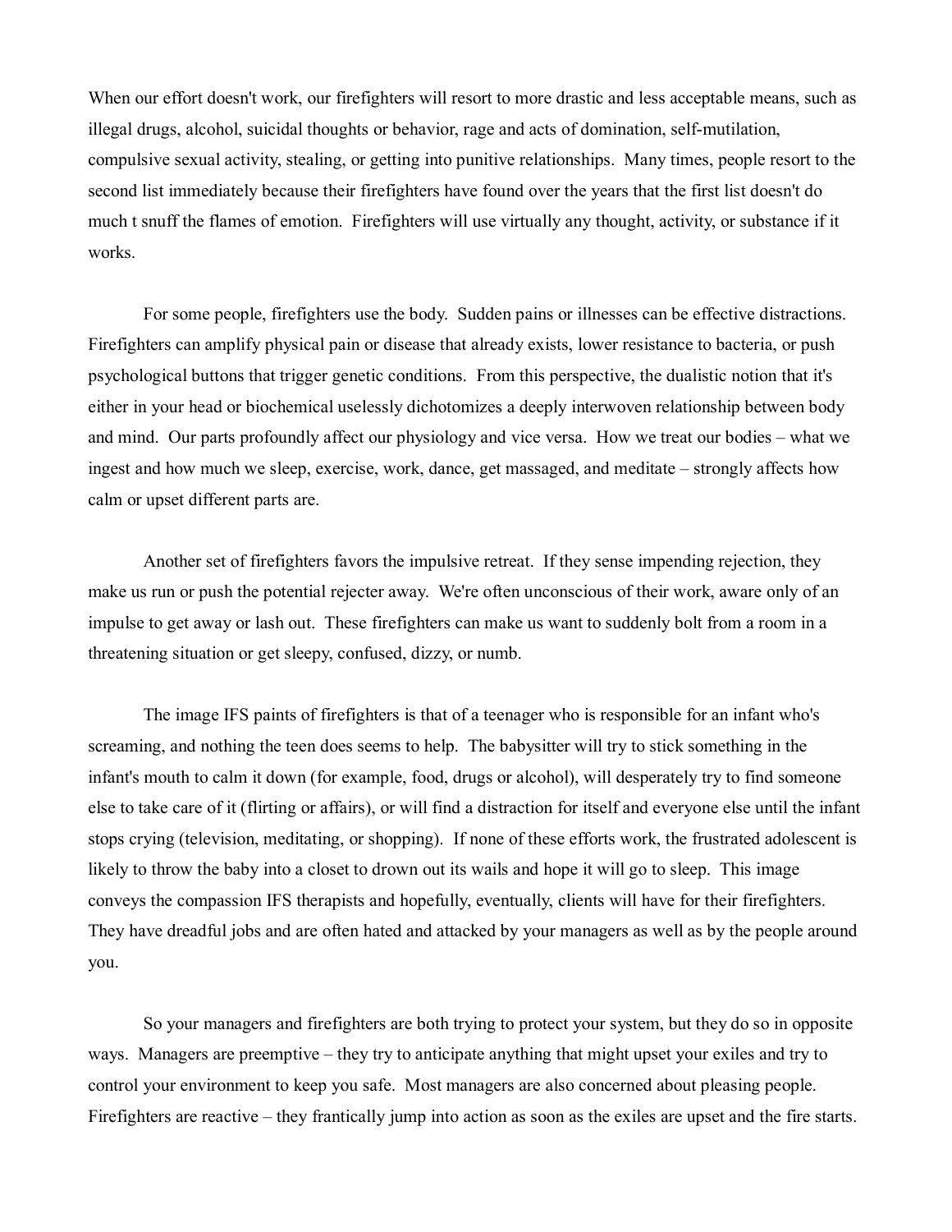When our effort doesn't work, our firefighters will resort to more drastic and less acceptable means, such as illegal drugs, alcohol, suicidal thoughts or behavior, rage and acts of domination, self-mutilation, compulsive sexual activity, stealing, or getting into punitive relationships. Many times, people resort to the second list immediately because their firefighters have found over the years that the first list doesn't do much t snuff the flames of emotion. Firefighters will use virtually any thought, activity, or substance if it works.

For some people, firefighters use the body. Sudden pains or illnesses can be effective distractions. Firefighters can amplify physical pain or disease that already exists, lower resistance to bacteria, or push psychological buttons that trigger genetic conditions. From this perspective, the dualistic notion that it's either in your head or biochemical uselessly dichotomizes a deeply interwoven relationship between body and mind. Our parts profoundly affect our physiology and vice versa. How we treat our bodies – what we ingest and how much we sleep, exercise, work, dance, get massaged, and meditate – strongly affects how calm or upset different parts are.

Another set of firefighters favors the impulsive retreat. If they sense impending rejection, they make us run or push the potential rejecter away. We're often unconscious of their work, aware only of an impulse to get away or lash out. These firefighters can make us want to suddenly bolt from a room in a threatening situation or get sleepy, confused, dizzy, or numb.

The image IFS paints of firefighters is that of a teenager who is responsible for an infant who's screaming, and nothing the teen does seems to help. The babysitter will try to stick something in the infant's mouth to calm it down (for example, food, drugs or alcohol), will desperately try to find someone else to take care of it (flirting or affairs), or will find a distraction for itself and everyone else until the infant stops crying (television, meditating, or shopping). If none of these efforts work, the frustrated adolescent is likely to throw the baby into a closet to drown out its wails and hope it will go to sleep. This image conveys the compassion IFS therapists and hopefully, eventually, clients will have for their firefighters. They have dreadful jobs and are often hated and attacked by your managers as well as by the people around you.

So your managers and firefighters are both trying to protect your system, but they do so in opposite ways. Managers are preemptive – they try to anticipate anything that might upset your exiles and try to control your environment to keep you safe. Most managers are also concerned about pleasing people. Firefighters are reactive – they frantically jump into action as soon as the exiles are upset and the fire starts.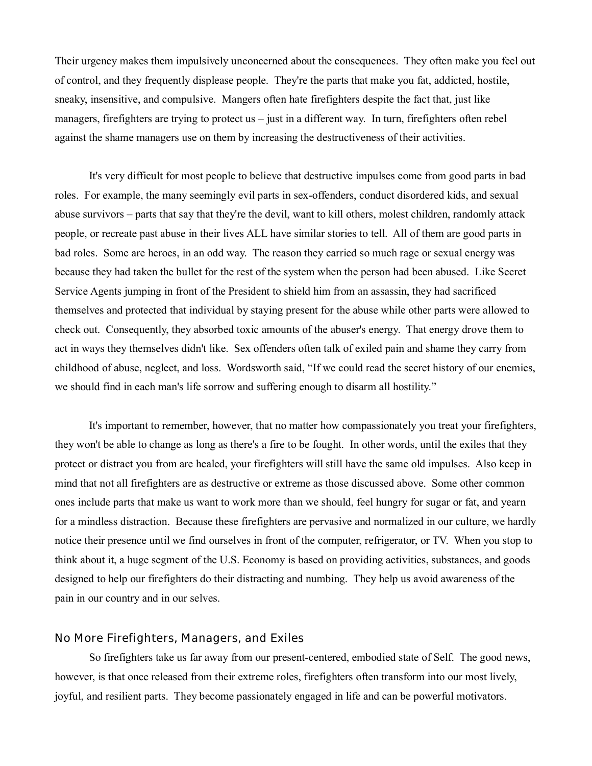Their urgency makes them impulsively unconcerned about the consequences. They often make you feel out of control, and they frequently displease people. They're the parts that make you fat, addicted, hostile, sneaky, insensitive, and compulsive. Mangers often hate firefighters despite the fact that, just like managers, firefighters are trying to protect us – just in a different way. In turn, firefighters often rebel against the shame managers use on them by increasing the destructiveness of their activities.

It's very difficult for most people to believe that destructive impulses come from good parts in bad roles. For example, the many seemingly evil parts in sex-offenders, conduct disordered kids, and sexual abuse survivors – parts that say that they're the devil, want to kill others, molest children, randomly attack people, or recreate past abuse in their lives ALL have similar stories to tell. All of them are good parts in bad roles. Some are heroes, in an odd way. The reason they carried so much rage or sexual energy was because they had taken the bullet for the rest of the system when the person had been abused. Like Secret Service Agents jumping in front of the President to shield him from an assassin, they had sacrificed themselves and protected that individual by staying present for the abuse while other parts were allowed to check out. Consequently, they absorbed toxic amounts of the abuser's energy. That energy drove them to act in ways they themselves didn't like. Sex offenders often talk of exiled pain and shame they carry from childhood of abuse, neglect, and loss. Wordsworth said, "If we could read the secret history of our enemies, we should find in each man's life sorrow and suffering enough to disarm all hostility."

It's important to remember, however, that no matter how compassionately you treat your firefighters, they won't be able to change as long as there's a fire to be fought. In other words, until the exiles that they protect or distract you from are healed, your firefighters will still have the same old impulses. Also keep in mind that not all firefighters are as destructive or extreme as those discussed above. Some other common ones include parts that make us want to work more than we should, feel hungry for sugar or fat, and yearn for a mindless distraction. Because these firefighters are pervasive and normalized in our culture, we hardly notice their presence until we find ourselves in front of the computer, refrigerator, or TV. When you stop to think about it, a huge segment of the U.S. Economy is based on providing activities, substances, and goods designed to help our firefighters do their distracting and numbing. They help us avoid awareness of the pain in our country and in our selves.

## No More Firefighters, Managers, and Exiles

So firefighters take us far away from our present-centered, embodied state of Self. The good news, however, is that once released from their extreme roles, firefighters often transform into our most lively, joyful, and resilient parts. They become passionately engaged in life and can be powerful motivators.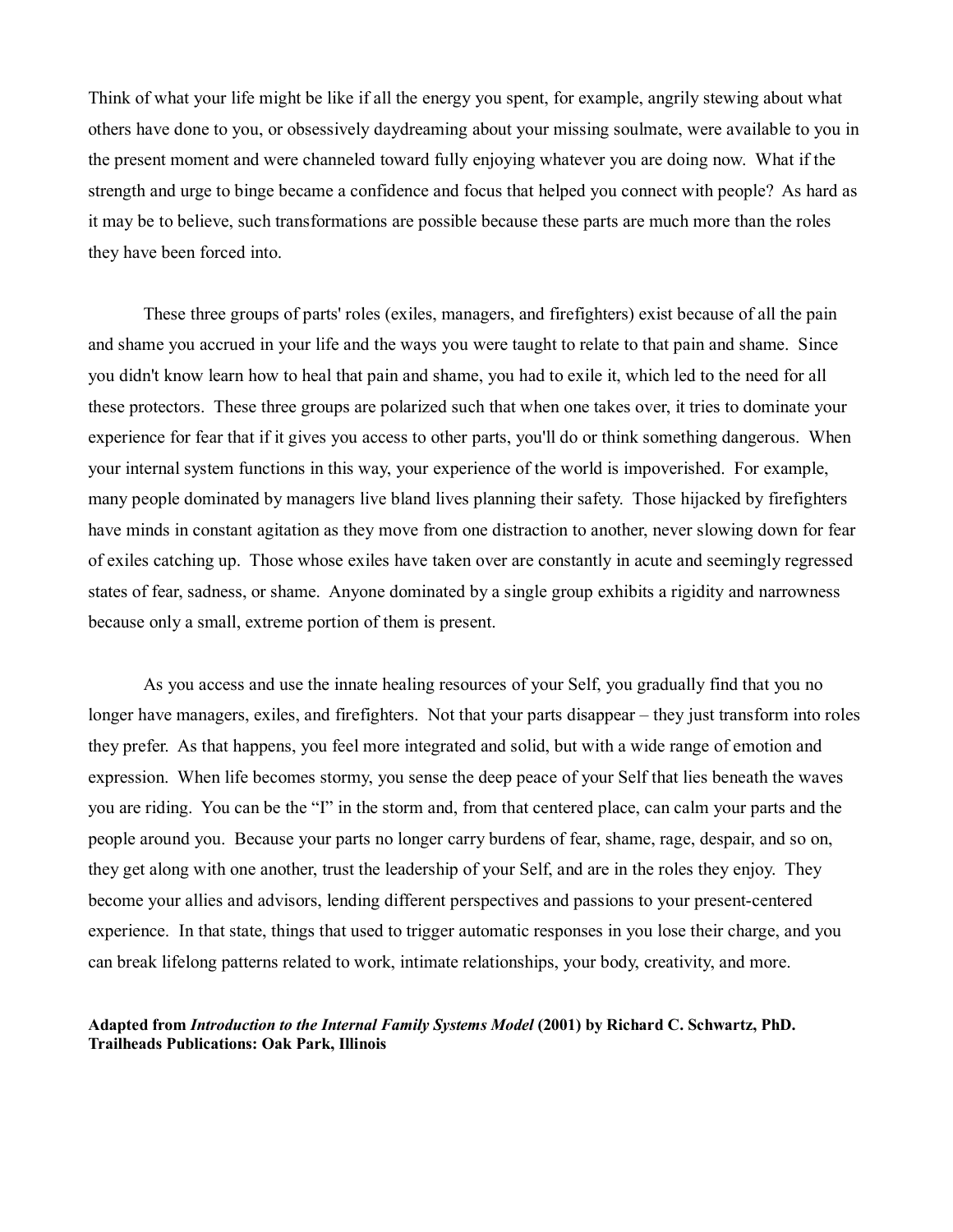Think of what your life might be like if all the energy you spent, for example, angrily stewing about what others have done to you, or obsessively daydreaming about your missing soulmate, were available to you in the present moment and were channeled toward fully enjoying whatever you are doing now. What if the strength and urge to binge became a confidence and focus that helped you connect with people? As hard as it may be to believe, such transformations are possible because these parts are much more than the roles they have been forced into.

These three groups of parts' roles (exiles, managers, and firefighters) exist because of all the pain and shame you accrued in your life and the ways you were taught to relate to that pain and shame. Since you didn't know learn how to heal that pain and shame, you had to exile it, which led to the need for all these protectors. These three groups are polarized such that when one takes over, it tries to dominate your experience for fear that if it gives you access to other parts, you'll do or think something dangerous. When your internal system functions in this way, your experience of the world is impoverished. For example, many people dominated by managers live bland lives planning their safety. Those hijacked by firefighters have minds in constant agitation as they move from one distraction to another, never slowing down for fear of exiles catching up. Those whose exiles have taken over are constantly in acute and seemingly regressed states of fear, sadness, or shame. Anyone dominated by a single group exhibits a rigidity and narrowness because only a small, extreme portion of them is present.

As you access and use the innate healing resources of your Self, you gradually find that you no longer have managers, exiles, and firefighters. Not that your parts disappear – they just transform into roles they prefer. As that happens, you feel more integrated and solid, but with a wide range of emotion and expression. When life becomes stormy, you sense the deep peace of your Self that lies beneath the waves you are riding. You can be the "I" in the storm and, from that centered place, can calm your parts and the people around you. Because your parts no longer carry burdens of fear, shame, rage, despair, and so on, they get along with one another, trust the leadership of your Self, and are in the roles they enjoy. They become your allies and advisors, lending different perspectives and passions to your present-centered experience. In that state, things that used to trigger automatic responses in you lose their charge, and you can break lifelong patterns related to work, intimate relationships, your body, creativity, and more.

**Adapted from *Introduction to the Internal Family Systems Model* (2001) by Richard C. Schwartz, PhD. Trailheads Publications: Oak Park, Illinois**